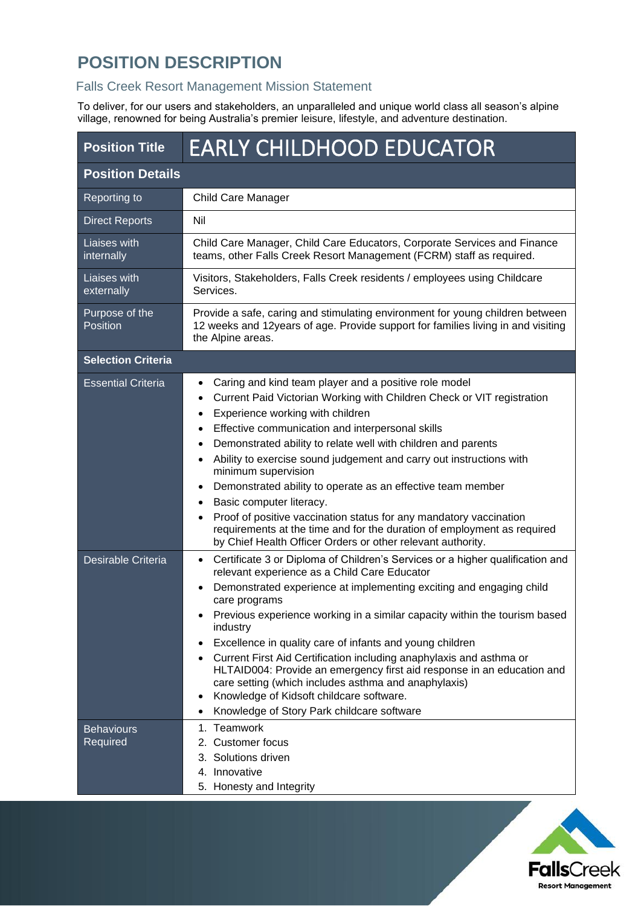# POSITION DESCRIPTION

## Falls Creek Resort Management Mission Statement

To deliver, for our users and stakeholders, an unparalleled and unique world class all season's alpine village, renowned for being Australia's premier leisure, lifestyle, and adventure destination.

| **Position Title** | **EARLY CHILDHOOD EDUCATOR** |
|---|---|
| **Position Details** | |
| Reporting to | Child Care Manager |
| Direct Reports | Nil |
| Liaises with internally | Child Care Manager, Child Care Educators, Corporate Services and Finance teams, other Falls Creek Resort Management (FCRM) staff as required. |
| Liaises with externally | Visitors, Stakeholders, Falls Creek residents / employees using Childcare Services. |
| Purpose of the Position | Provide a safe, caring and stimulating environment for young children between 12 weeks and 12years of age. Provide support for families living in and visiting the Alpine areas. |
| **Selection Criteria** | |
| Essential Criteria | • Caring and kind team player and a positive role model<br>• Current Paid Victorian Working with Children Check or VIT registration<br>• Experience working with children<br>• Effective communication and interpersonal skills<br>• Demonstrated ability to relate well with children and parents<br>• Ability to exercise sound judgement and carry out instructions with minimum supervision<br>• Demonstrated ability to operate as an effective team member<br>• Basic computer literacy.<br>• Proof of positive vaccination status for any mandatory vaccination requirements at the time and for the duration of employment as required by Chief Health Officer Orders or other relevant authority. |
| Desirable Criteria | • Certificate 3 or Diploma of Children's Services or a higher qualification and relevant experience as a Child Care Educator<br>• Demonstrated experience at implementing exciting and engaging child care programs<br>• Previous experience working in a similar capacity within the tourism based industry<br>• Excellence in quality care of infants and young children<br>• Current First Aid Certification including anaphylaxis and asthma or HLTAID004: Provide an emergency first aid response in an education and care setting (which includes asthma and anaphylaxis)<br>• Knowledge of Kidsoft childcare software.<br>• Knowledge of Story Park childcare software |
| Behaviours Required | 1. Teamwork<br>2. Customer focus<br>3. Solutions driven<br>4. Innovative<br>5. Honesty and Integrity |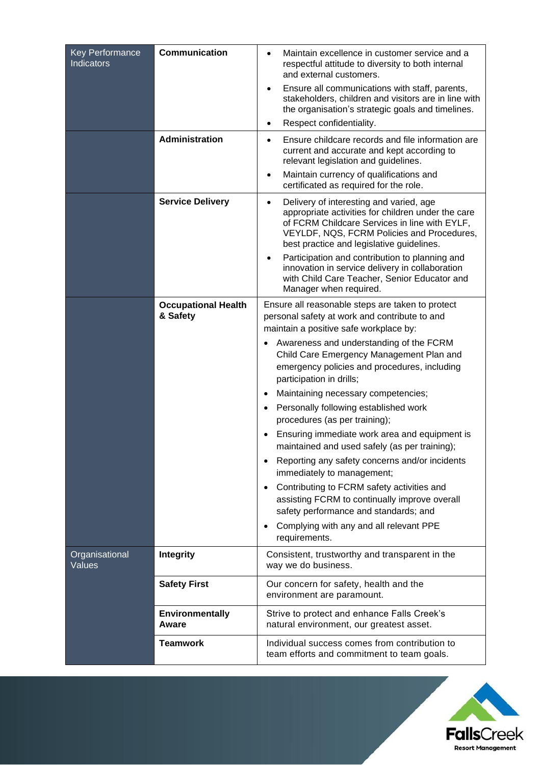| | | |
|---|---|---|
| Key Performance Indicators | **Communication** | • Maintain excellence in customer service and a respectful attitude to diversity to both internal and external customers.<br>• Ensure all communications with staff, parents, stakeholders, children and visitors are in line with the organisation's strategic goals and timelines.<br>• Respect confidentiality. |
| | **Administration** | • Ensure childcare records and file information are current and accurate and kept according to relevant legislation and guidelines.<br>• Maintain currency of qualifications and certificated as required for the role. |
| | **Service Delivery** | • Delivery of interesting and varied, age appropriate activities for children under the care of FCRM Childcare Services in line with EYLF, VEYLDF, NQS, FCRM Policies and Procedures, best practice and legislative guidelines.<br>• Participation and contribution to planning and innovation in service delivery in collaboration with Child Care Teacher, Senior Educator and Manager when required. |
| | **Occupational Health & Safety** | Ensure all reasonable steps are taken to protect personal safety at work and contribute to and maintain a positive safe workplace by:<br>• Awareness and understanding of the FCRM Child Care Emergency Management Plan and emergency policies and procedures, including participation in drills;<br>• Maintaining necessary competencies;<br>• Personally following established work procedures (as per training);<br>• Ensuring immediate work area and equipment is maintained and used safely (as per training);<br>• Reporting any safety concerns and/or incidents immediately to management;<br>• Contributing to FCRM safety activities and assisting FCRM to continually improve overall safety performance and standards; and<br>• Complying with any and all relevant PPE requirements. |
| Organisational Values | **Integrity** | Consistent, trustworthy and transparent in the way we do business. |
| | **Safety First** | Our concern for safety, health and the environment are paramount. |
| | **Environmentally Aware** | Strive to protect and enhance Falls Creek's natural environment, our greatest asset. |
| | **Teamwork** | Individual success comes from contribution to team efforts and commitment to team goals. |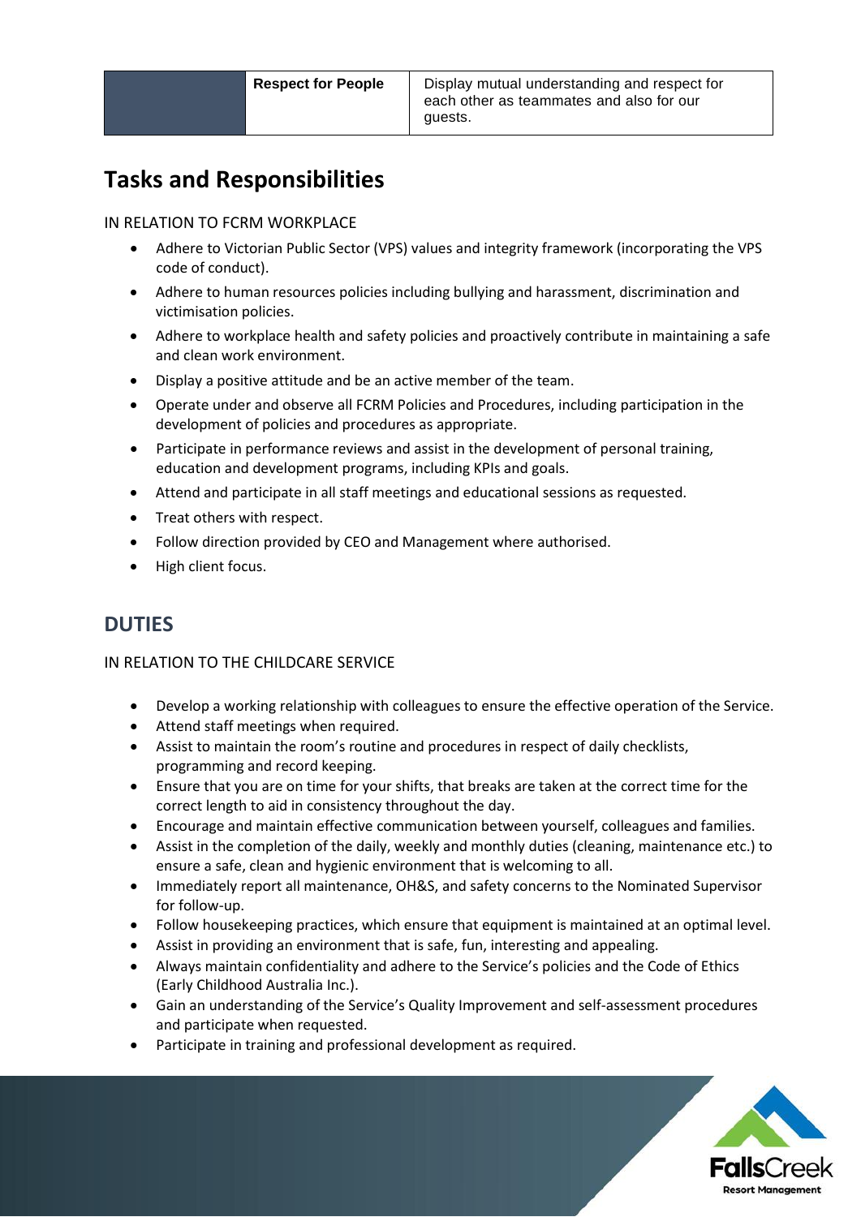| | Respect for People | Display mutual understanding and respect for each other as teammates and also for our guests. |
|---|---|---|

## Tasks and Responsibilities

IN RELATION TO FCRM WORKPLACE

- Adhere to Victorian Public Sector (VPS) values and integrity framework (incorporating the VPS code of conduct).
- Adhere to human resources policies including bullying and harassment, discrimination and victimisation policies.
- Adhere to workplace health and safety policies and proactively contribute in maintaining a safe and clean work environment.
- Display a positive attitude and be an active member of the team.
- Operate under and observe all FCRM Policies and Procedures, including participation in the development of policies and procedures as appropriate.
- Participate in performance reviews and assist in the development of personal training, education and development programs, including KPIs and goals.
- Attend and participate in all staff meetings and educational sessions as requested.
- Treat others with respect.
- Follow direction provided by CEO and Management where authorised.
- High client focus.

## DUTIES

IN RELATION TO THE CHILDCARE SERVICE

- Develop a working relationship with colleagues to ensure the effective operation of the Service.
- Attend staff meetings when required.
- Assist to maintain the room's routine and procedures in respect of daily checklists, programming and record keeping.
- Ensure that you are on time for your shifts, that breaks are taken at the correct time for the correct length to aid in consistency throughout the day.
- Encourage and maintain effective communication between yourself, colleagues and families.
- Assist in the completion of the daily, weekly and monthly duties (cleaning, maintenance etc.) to ensure a safe, clean and hygienic environment that is welcoming to all.
- Immediately report all maintenance, OH&S, and safety concerns to the Nominated Supervisor for follow-up.
- Follow housekeeping practices, which ensure that equipment is maintained at an optimal level.
- Assist in providing an environment that is safe, fun, interesting and appealing.
- Always maintain confidentiality and adhere to the Service's policies and the Code of Ethics (Early Childhood Australia Inc.).
- Gain an understanding of the Service's Quality Improvement and self-assessment procedures and participate when requested.
- Participate in training and professional development as required.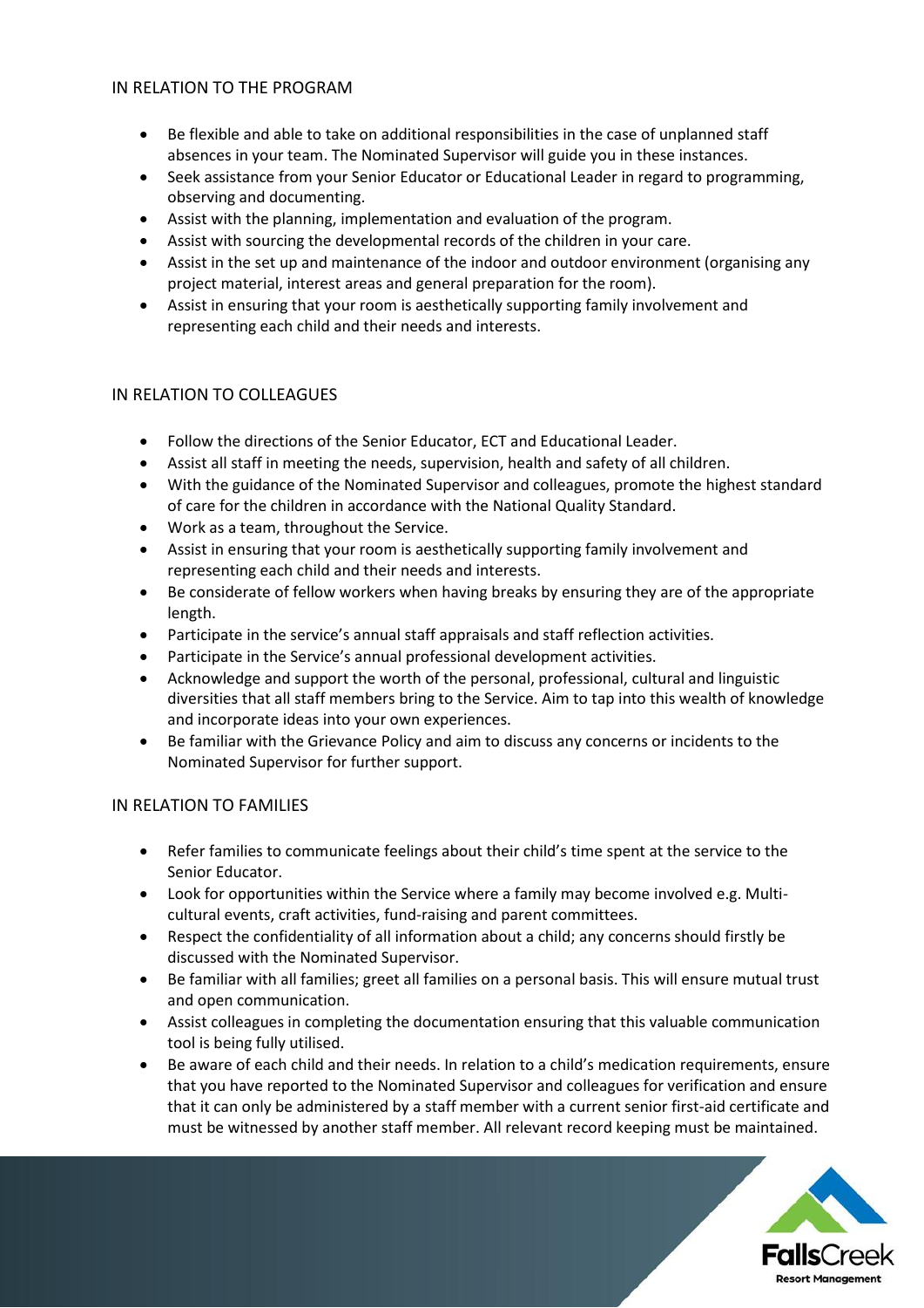## IN RELATION TO THE PROGRAM

- Be flexible and able to take on additional responsibilities in the case of unplanned staff absences in your team. The Nominated Supervisor will guide you in these instances.
- Seek assistance from your Senior Educator or Educational Leader in regard to programming, observing and documenting.
- Assist with the planning, implementation and evaluation of the program.
- Assist with sourcing the developmental records of the children in your care.
- Assist in the set up and maintenance of the indoor and outdoor environment (organising any project material, interest areas and general preparation for the room).
- Assist in ensuring that your room is aesthetically supporting family involvement and representing each child and their needs and interests.

## IN RELATION TO COLLEAGUES

- Follow the directions of the Senior Educator, ECT and Educational Leader.
- Assist all staff in meeting the needs, supervision, health and safety of all children.
- With the guidance of the Nominated Supervisor and colleagues, promote the highest standard of care for the children in accordance with the National Quality Standard.
- Work as a team, throughout the Service.
- Assist in ensuring that your room is aesthetically supporting family involvement and representing each child and their needs and interests.
- Be considerate of fellow workers when having breaks by ensuring they are of the appropriate length.
- Participate in the service's annual staff appraisals and staff reflection activities.
- Participate in the Service's annual professional development activities.
- Acknowledge and support the worth of the personal, professional, cultural and linguistic diversities that all staff members bring to the Service. Aim to tap into this wealth of knowledge and incorporate ideas into your own experiences.
- Be familiar with the Grievance Policy and aim to discuss any concerns or incidents to the Nominated Supervisor for further support.

## IN RELATION TO FAMILIES

- Refer families to communicate feelings about their child's time spent at the service to the Senior Educator.
- Look for opportunities within the Service where a family may become involved e.g. Multi-cultural events, craft activities, fund-raising and parent committees.
- Respect the confidentiality of all information about a child; any concerns should firstly be discussed with the Nominated Supervisor.
- Be familiar with all families; greet all families on a personal basis. This will ensure mutual trust and open communication.
- Assist colleagues in completing the documentation ensuring that this valuable communication tool is being fully utilised.
- Be aware of each child and their needs. In relation to a child's medication requirements, ensure that you have reported to the Nominated Supervisor and colleagues for verification and ensure that it can only be administered by a staff member with a current senior first-aid certificate and must be witnessed by another staff member. All relevant record keeping must be maintained.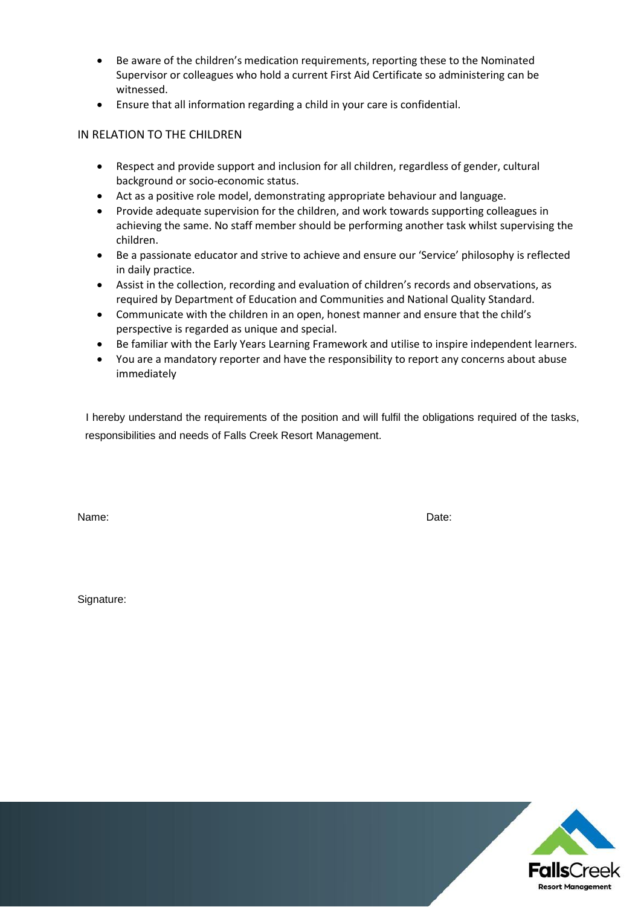- Be aware of the children's medication requirements, reporting these to the Nominated Supervisor or colleagues who hold a current First Aid Certificate so administering can be witnessed.
- Ensure that all information regarding a child in your care is confidential.

## IN RELATION TO THE CHILDREN

- Respect and provide support and inclusion for all children, regardless of gender, cultural background or socio-economic status.
- Act as a positive role model, demonstrating appropriate behaviour and language.
- Provide adequate supervision for the children, and work towards supporting colleagues in achieving the same. No staff member should be performing another task whilst supervising the children.
- Be a passionate educator and strive to achieve and ensure our 'Service' philosophy is reflected in daily practice.
- Assist in the collection, recording and evaluation of children's records and observations, as required by Department of Education and Communities and National Quality Standard.
- Communicate with the children in an open, honest manner and ensure that the child's perspective is regarded as unique and special.
- Be familiar with the Early Years Learning Framework and utilise to inspire independent learners.
- You are a mandatory reporter and have the responsibility to report any concerns about abuse immediately

I hereby understand the requirements of the position and will fulfil the obligations required of the tasks, responsibilities and needs of Falls Creek Resort Management.

Name: Date:

Signature: